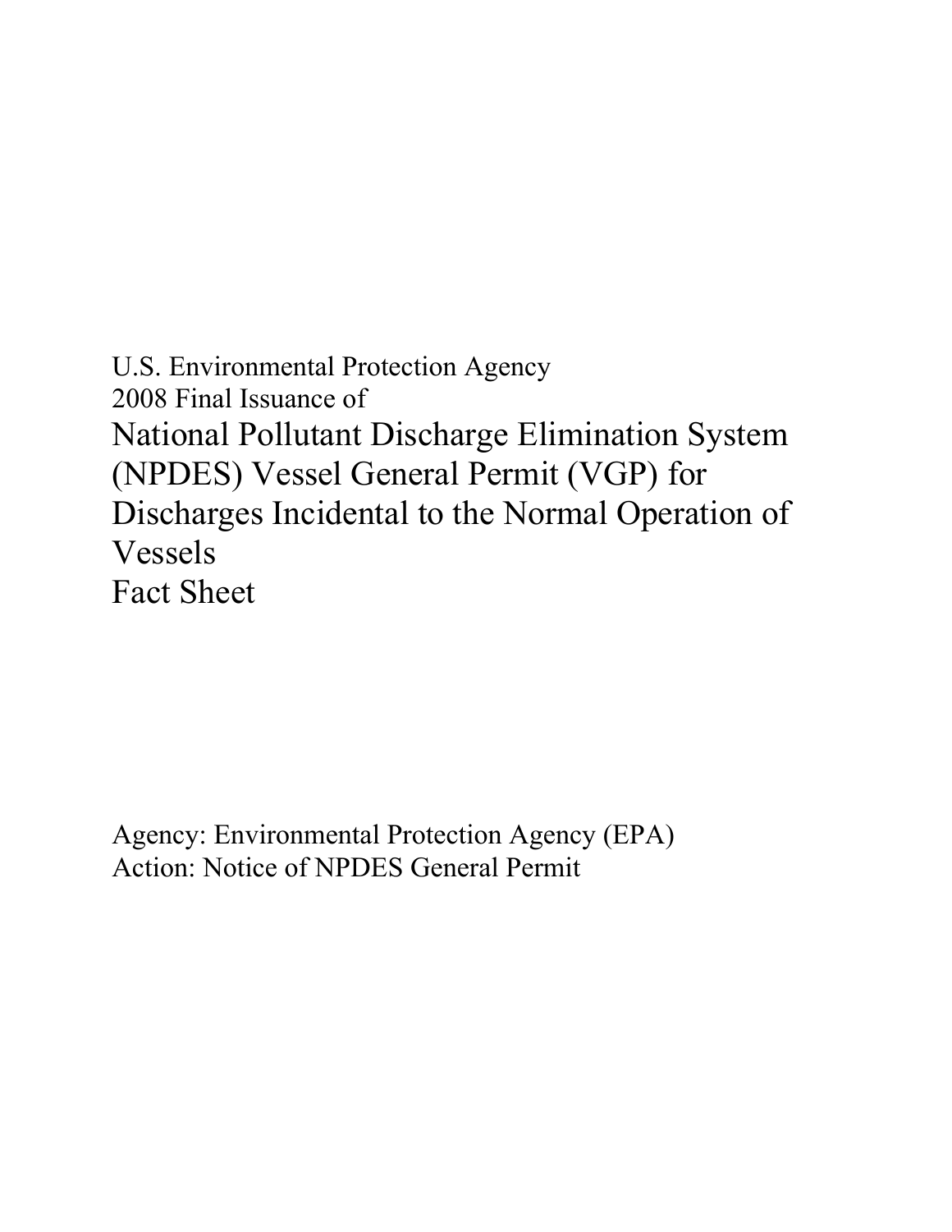U.S. Environmental Protection Agency
2008 Final Issuance of

# National Pollutant Discharge Elimination System (NPDES) Vessel General Permit (VGP) for Discharges Incidental to the Normal Operation of Vessels
# Fact Sheet

Agency: Environmental Protection Agency (EPA)
Action: Notice of NPDES General Permit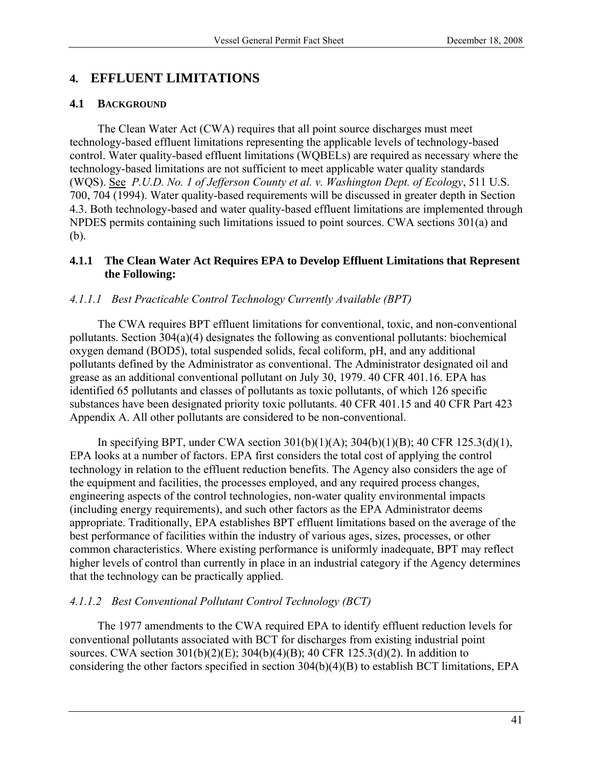# 4. EFFLUENT LIMITATIONS

## 4.1 BACKGROUND

The Clean Water Act (CWA) requires that all point source discharges must meet technology-based effluent limitations representing the applicable levels of technology-based control. Water quality-based effluent limitations (WQBELs) are required as necessary where the technology-based limitations are not sufficient to meet applicable water quality standards (WQS). See *P.U.D. No. 1 of Jefferson County et al. v. Washington Dept. of Ecology*, 511 U.S. 700, 704 (1994). Water quality-based requirements will be discussed in greater depth in Section 4.3. Both technology-based and water quality-based effluent limitations are implemented through NPDES permits containing such limitations issued to point sources. CWA sections 301(a) and (b).

### 4.1.1 The Clean Water Act Requires EPA to Develop Effluent Limitations that Represent the Following:

#### *4.1.1.1 Best Practicable Control Technology Currently Available (BPT)*

The CWA requires BPT effluent limitations for conventional, toxic, and non-conventional pollutants. Section 304(a)(4) designates the following as conventional pollutants: biochemical oxygen demand (BOD5), total suspended solids, fecal coliform, pH, and any additional pollutants defined by the Administrator as conventional. The Administrator designated oil and grease as an additional conventional pollutant on July 30, 1979. 40 CFR 401.16. EPA has identified 65 pollutants and classes of pollutants as toxic pollutants, of which 126 specific substances have been designated priority toxic pollutants. 40 CFR 401.15 and 40 CFR Part 423 Appendix A. All other pollutants are considered to be non-conventional.

In specifying BPT, under CWA section 301(b)(1)(A); 304(b)(1)(B); 40 CFR 125.3(d)(1), EPA looks at a number of factors. EPA first considers the total cost of applying the control technology in relation to the effluent reduction benefits. The Agency also considers the age of the equipment and facilities, the processes employed, and any required process changes, engineering aspects of the control technologies, non-water quality environmental impacts (including energy requirements), and such other factors as the EPA Administrator deems appropriate. Traditionally, EPA establishes BPT effluent limitations based on the average of the best performance of facilities within the industry of various ages, sizes, processes, or other common characteristics. Where existing performance is uniformly inadequate, BPT may reflect higher levels of control than currently in place in an industrial category if the Agency determines that the technology can be practically applied.

#### *4.1.1.2 Best Conventional Pollutant Control Technology (BCT)*

The 1977 amendments to the CWA required EPA to identify effluent reduction levels for conventional pollutants associated with BCT for discharges from existing industrial point sources. CWA section 301(b)(2)(E); 304(b)(4)(B); 40 CFR 125.3(d)(2). In addition to considering the other factors specified in section 304(b)(4)(B) to establish BCT limitations, EPA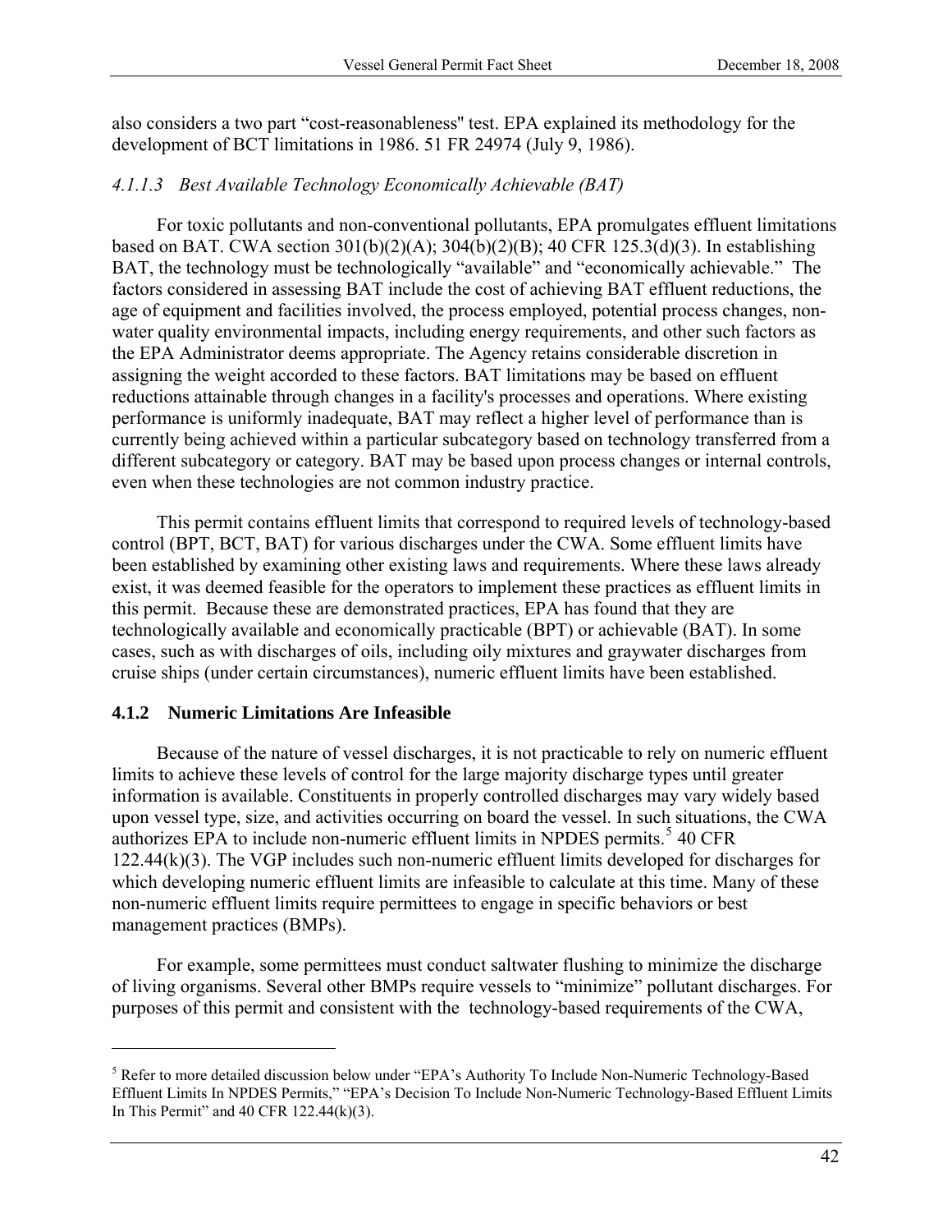also considers a two part "cost-reasonableness" test. EPA explained its methodology for the development of BCT limitations in 1986. 51 FR 24974 (July 9, 1986).

#### *4.1.1.3 Best Available Technology Economically Achievable (BAT)*

For toxic pollutants and non-conventional pollutants, EPA promulgates effluent limitations based on BAT. CWA section 301(b)(2)(A); 304(b)(2)(B); 40 CFR 125.3(d)(3). In establishing BAT, the technology must be technologically "available" and "economically achievable." The factors considered in assessing BAT include the cost of achieving BAT effluent reductions, the age of equipment and facilities involved, the process employed, potential process changes, non-water quality environmental impacts, including energy requirements, and other such factors as the EPA Administrator deems appropriate. The Agency retains considerable discretion in assigning the weight accorded to these factors. BAT limitations may be based on effluent reductions attainable through changes in a facility's processes and operations. Where existing performance is uniformly inadequate, BAT may reflect a higher level of performance than is currently being achieved within a particular subcategory based on technology transferred from a different subcategory or category. BAT may be based upon process changes or internal controls, even when these technologies are not common industry practice.

This permit contains effluent limits that correspond to required levels of technology-based control (BPT, BCT, BAT) for various discharges under the CWA. Some effluent limits have been established by examining other existing laws and requirements. Where these laws already exist, it was deemed feasible for the operators to implement these practices as effluent limits in this permit. Because these are demonstrated practices, EPA has found that they are technologically available and economically practicable (BPT) or achievable (BAT). In some cases, such as with discharges of oils, including oily mixtures and graywater discharges from cruise ships (under certain circumstances), numeric effluent limits have been established.

### 4.1.2 Numeric Limitations Are Infeasible

Because of the nature of vessel discharges, it is not practicable to rely on numeric effluent limits to achieve these levels of control for the large majority discharge types until greater information is available. Constituents in properly controlled discharges may vary widely based upon vessel type, size, and activities occurring on board the vessel. In such situations, the CWA authorizes EPA to include non-numeric effluent limits in NPDES permits.[5] 40 CFR 122.44(k)(3). The VGP includes such non-numeric effluent limits developed for discharges for which developing numeric effluent limits are infeasible to calculate at this time. Many of these non-numeric effluent limits require permittees to engage in specific behaviors or best management practices (BMPs).

For example, some permittees must conduct saltwater flushing to minimize the discharge of living organisms. Several other BMPs require vessels to "minimize" pollutant discharges. For purposes of this permit and consistent with the technology-based requirements of the CWA,

[5] Refer to more detailed discussion below under "EPA's Authority To Include Non-Numeric Technology-Based Effluent Limits In NPDES Permits," "EPA's Decision To Include Non-Numeric Technology-Based Effluent Limits In This Permit" and 40 CFR 122.44(k)(3).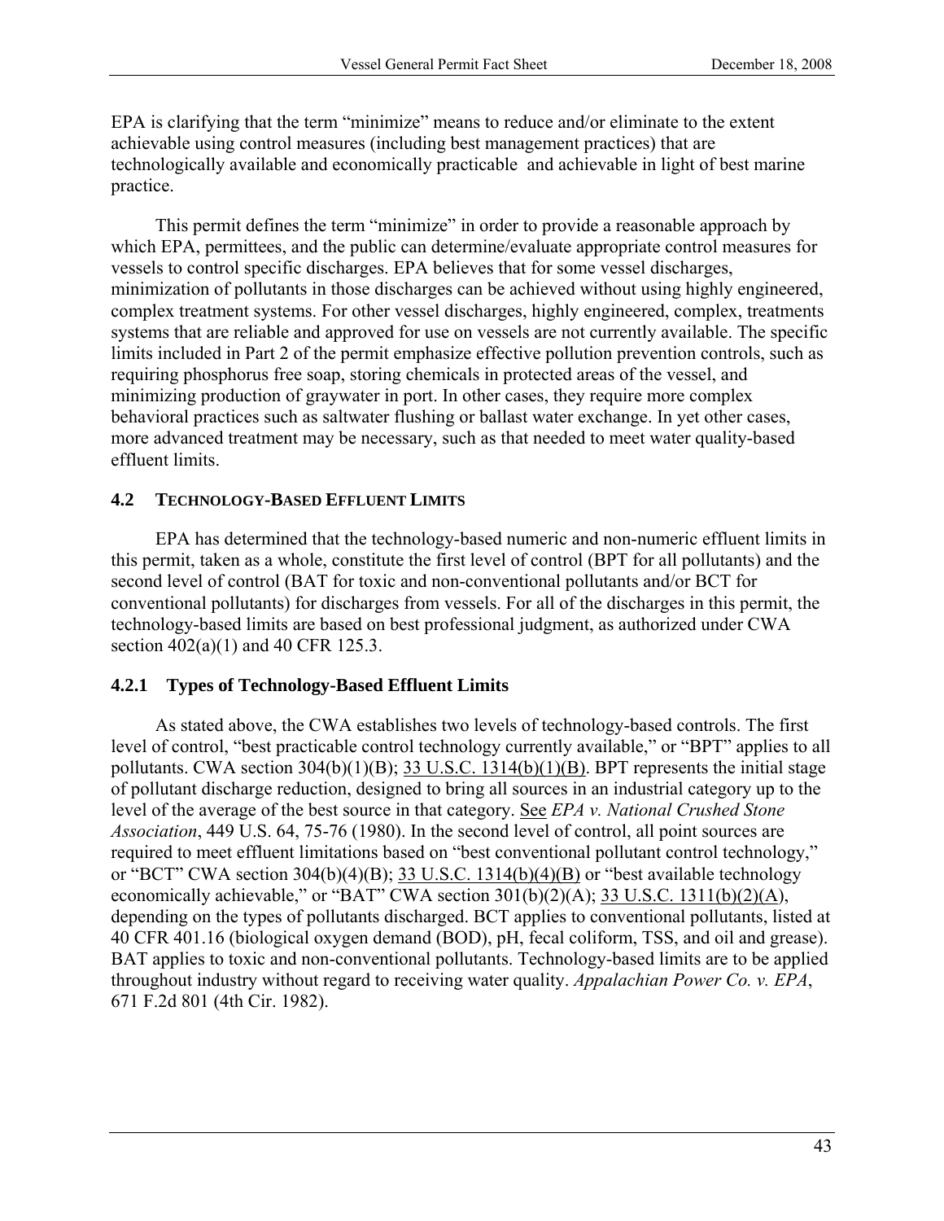EPA is clarifying that the term "minimize" means to reduce and/or eliminate to the extent achievable using control measures (including best management practices) that are technologically available and economically practicable and achievable in light of best marine practice.

This permit defines the term "minimize" in order to provide a reasonable approach by which EPA, permittees, and the public can determine/evaluate appropriate control measures for vessels to control specific discharges. EPA believes that for some vessel discharges, minimization of pollutants in those discharges can be achieved without using highly engineered, complex treatment systems. For other vessel discharges, highly engineered, complex, treatments systems that are reliable and approved for use on vessels are not currently available. The specific limits included in Part 2 of the permit emphasize effective pollution prevention controls, such as requiring phosphorus free soap, storing chemicals in protected areas of the vessel, and minimizing production of graywater in port. In other cases, they require more complex behavioral practices such as saltwater flushing or ballast water exchange. In yet other cases, more advanced treatment may be necessary, such as that needed to meet water quality-based effluent limits.

## 4.2 TECHNOLOGY-BASED EFFLUENT LIMITS

EPA has determined that the technology-based numeric and non-numeric effluent limits in this permit, taken as a whole, constitute the first level of control (BPT for all pollutants) and the second level of control (BAT for toxic and non-conventional pollutants and/or BCT for conventional pollutants) for discharges from vessels. For all of the discharges in this permit, the technology-based limits are based on best professional judgment, as authorized under CWA section 402(a)(1) and 40 CFR 125.3.

### 4.2.1 Types of Technology-Based Effluent Limits

As stated above, the CWA establishes two levels of technology-based controls. The first level of control, "best practicable control technology currently available," or "BPT" applies to all pollutants. CWA section 304(b)(1)(B); 33 U.S.C. 1314(b)(1)(B). BPT represents the initial stage of pollutant discharge reduction, designed to bring all sources in an industrial category up to the level of the average of the best source in that category. See *EPA v. National Crushed Stone Association*, 449 U.S. 64, 75-76 (1980). In the second level of control, all point sources are required to meet effluent limitations based on "best conventional pollutant control technology," or "BCT" CWA section 304(b)(4)(B); 33 U.S.C. 1314(b)(4)(B) or "best available technology economically achievable," or "BAT" CWA section 301(b)(2)(A); 33 U.S.C. 1311(b)(2)(A), depending on the types of pollutants discharged. BCT applies to conventional pollutants, listed at 40 CFR 401.16 (biological oxygen demand (BOD), pH, fecal coliform, TSS, and oil and grease). BAT applies to toxic and non-conventional pollutants. Technology-based limits are to be applied throughout industry without regard to receiving water quality. *Appalachian Power Co. v. EPA*, 671 F.2d 801 (4th Cir. 1982).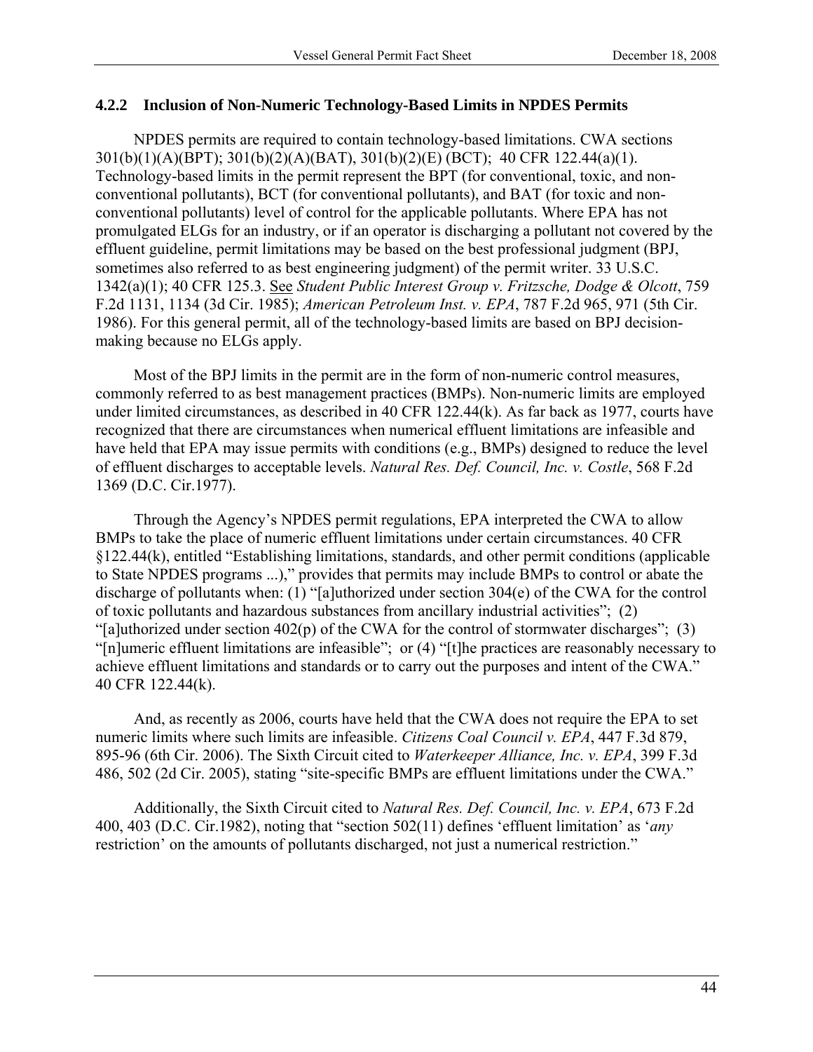### 4.2.2 Inclusion of Non-Numeric Technology-Based Limits in NPDES Permits

NPDES permits are required to contain technology-based limitations. CWA sections 301(b)(1)(A)(BPT); 301(b)(2)(A)(BAT), 301(b)(2)(E) (BCT); 40 CFR 122.44(a)(1). Technology-based limits in the permit represent the BPT (for conventional, toxic, and non-conventional pollutants), BCT (for conventional pollutants), and BAT (for toxic and non-conventional pollutants) level of control for the applicable pollutants. Where EPA has not promulgated ELGs for an industry, or if an operator is discharging a pollutant not covered by the effluent guideline, permit limitations may be based on the best professional judgment (BPJ, sometimes also referred to as best engineering judgment) of the permit writer. 33 U.S.C. 1342(a)(1); 40 CFR 125.3. See *Student Public Interest Group v. Fritzsche, Dodge & Olcott*, 759 F.2d 1131, 1134 (3d Cir. 1985); *American Petroleum Inst. v. EPA*, 787 F.2d 965, 971 (5th Cir. 1986). For this general permit, all of the technology-based limits are based on BPJ decision-making because no ELGs apply.

Most of the BPJ limits in the permit are in the form of non-numeric control measures, commonly referred to as best management practices (BMPs). Non-numeric limits are employed under limited circumstances, as described in 40 CFR 122.44(k). As far back as 1977, courts have recognized that there are circumstances when numerical effluent limitations are infeasible and have held that EPA may issue permits with conditions (e.g., BMPs) designed to reduce the level of effluent discharges to acceptable levels. *Natural Res. Def. Council, Inc. v. Costle*, 568 F.2d 1369 (D.C. Cir.1977).

Through the Agency's NPDES permit regulations, EPA interpreted the CWA to allow BMPs to take the place of numeric effluent limitations under certain circumstances. 40 CFR §122.44(k), entitled "Establishing limitations, standards, and other permit conditions (applicable to State NPDES programs ...)," provides that permits may include BMPs to control or abate the discharge of pollutants when: (1) "[a]uthorized under section 304(e) of the CWA for the control of toxic pollutants and hazardous substances from ancillary industrial activities"; (2) "[a]uthorized under section 402(p) of the CWA for the control of stormwater discharges"; (3) "[n]umeric effluent limitations are infeasible"; or (4) "[t]he practices are reasonably necessary to achieve effluent limitations and standards or to carry out the purposes and intent of the CWA." 40 CFR 122.44(k).

And, as recently as 2006, courts have held that the CWA does not require the EPA to set numeric limits where such limits are infeasible. *Citizens Coal Council v. EPA*, 447 F.3d 879, 895-96 (6th Cir. 2006). The Sixth Circuit cited to *Waterkeeper Alliance, Inc. v. EPA*, 399 F.3d 486, 502 (2d Cir. 2005), stating "site-specific BMPs are effluent limitations under the CWA."

Additionally, the Sixth Circuit cited to *Natural Res. Def. Council, Inc. v. EPA*, 673 F.2d 400, 403 (D.C. Cir.1982), noting that "section 502(11) defines 'effluent limitation' as '*any* restriction' on the amounts of pollutants discharged, not just a numerical restriction."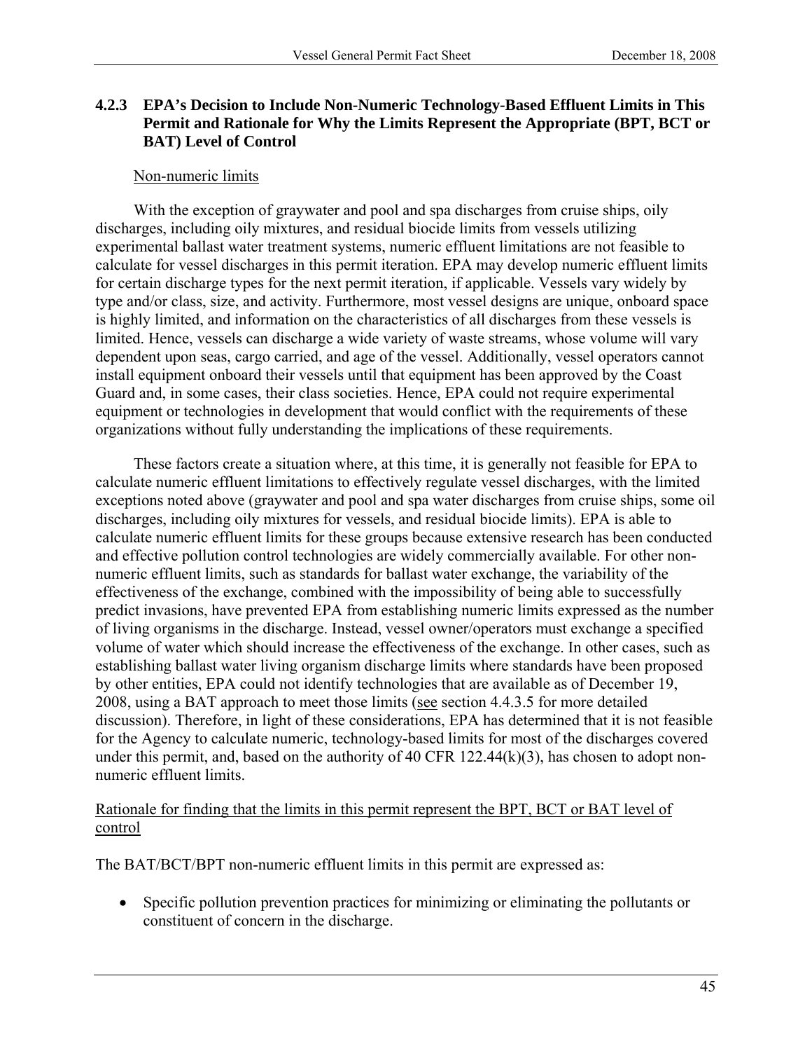### 4.2.3 EPA's Decision to Include Non-Numeric Technology-Based Effluent Limits in This Permit and Rationale for Why the Limits Represent the Appropriate (BPT, BCT or BAT) Level of Control

Non-numeric limits

With the exception of graywater and pool and spa discharges from cruise ships, oily discharges, including oily mixtures, and residual biocide limits from vessels utilizing experimental ballast water treatment systems, numeric effluent limitations are not feasible to calculate for vessel discharges in this permit iteration. EPA may develop numeric effluent limits for certain discharge types for the next permit iteration, if applicable. Vessels vary widely by type and/or class, size, and activity. Furthermore, most vessel designs are unique, onboard space is highly limited, and information on the characteristics of all discharges from these vessels is limited. Hence, vessels can discharge a wide variety of waste streams, whose volume will vary dependent upon seas, cargo carried, and age of the vessel. Additionally, vessel operators cannot install equipment onboard their vessels until that equipment has been approved by the Coast Guard and, in some cases, their class societies. Hence, EPA could not require experimental equipment or technologies in development that would conflict with the requirements of these organizations without fully understanding the implications of these requirements.

These factors create a situation where, at this time, it is generally not feasible for EPA to calculate numeric effluent limitations to effectively regulate vessel discharges, with the limited exceptions noted above (graywater and pool and spa water discharges from cruise ships, some oil discharges, including oily mixtures for vessels, and residual biocide limits). EPA is able to calculate numeric effluent limits for these groups because extensive research has been conducted and effective pollution control technologies are widely commercially available. For other non-numeric effluent limits, such as standards for ballast water exchange, the variability of the effectiveness of the exchange, combined with the impossibility of being able to successfully predict invasions, have prevented EPA from establishing numeric limits expressed as the number of living organisms in the discharge. Instead, vessel owner/operators must exchange a specified volume of water which should increase the effectiveness of the exchange. In other cases, such as establishing ballast water living organism discharge limits where standards have been proposed by other entities, EPA could not identify technologies that are available as of December 19, 2008, using a BAT approach to meet those limits (see section 4.4.3.5 for more detailed discussion). Therefore, in light of these considerations, EPA has determined that it is not feasible for the Agency to calculate numeric, technology-based limits for most of the discharges covered under this permit, and, based on the authority of 40 CFR 122.44(k)(3), has chosen to adopt non-numeric effluent limits.

Rationale for finding that the limits in this permit represent the BPT, BCT or BAT level of control

The BAT/BCT/BPT non-numeric effluent limits in this permit are expressed as:

- Specific pollution prevention practices for minimizing or eliminating the pollutants or constituent of concern in the discharge.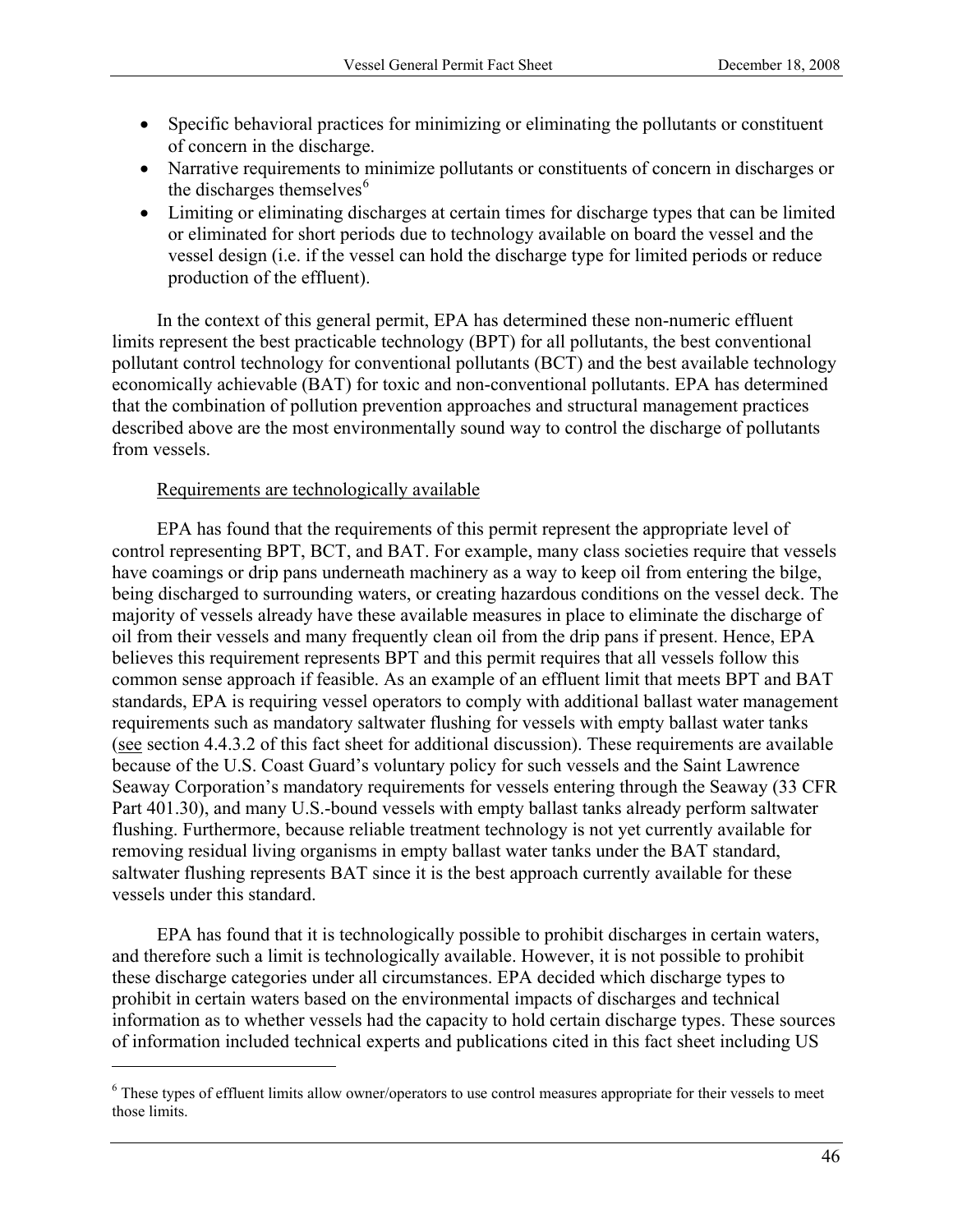- Specific behavioral practices for minimizing or eliminating the pollutants or constituent of concern in the discharge.
- Narrative requirements to minimize pollutants or constituents of concern in discharges or the discharges themselves[6]
- Limiting or eliminating discharges at certain times for discharge types that can be limited or eliminated for short periods due to technology available on board the vessel and the vessel design (i.e. if the vessel can hold the discharge type for limited periods or reduce production of the effluent).

In the context of this general permit, EPA has determined these non-numeric effluent limits represent the best practicable technology (BPT) for all pollutants, the best conventional pollutant control technology for conventional pollutants (BCT) and the best available technology economically achievable (BAT) for toxic and non-conventional pollutants. EPA has determined that the combination of pollution prevention approaches and structural management practices described above are the most environmentally sound way to control the discharge of pollutants from vessels.

<u>Requirements are technologically available</u>

EPA has found that the requirements of this permit represent the appropriate level of control representing BPT, BCT, and BAT. For example, many class societies require that vessels have coamings or drip pans underneath machinery as a way to keep oil from entering the bilge, being discharged to surrounding waters, or creating hazardous conditions on the vessel deck. The majority of vessels already have these available measures in place to eliminate the discharge of oil from their vessels and many frequently clean oil from the drip pans if present. Hence, EPA believes this requirement represents BPT and this permit requires that all vessels follow this common sense approach if feasible. As an example of an effluent limit that meets BPT and BAT standards, EPA is requiring vessel operators to comply with additional ballast water management requirements such as mandatory saltwater flushing for vessels with empty ballast water tanks (<u>see</u> section 4.4.3.2 of this fact sheet for additional discussion). These requirements are available because of the U.S. Coast Guard's voluntary policy for such vessels and the Saint Lawrence Seaway Corporation's mandatory requirements for vessels entering through the Seaway (33 CFR Part 401.30), and many U.S.-bound vessels with empty ballast tanks already perform saltwater flushing. Furthermore, because reliable treatment technology is not yet currently available for removing residual living organisms in empty ballast water tanks under the BAT standard, saltwater flushing represents BAT since it is the best approach currently available for these vessels under this standard.

EPA has found that it is technologically possible to prohibit discharges in certain waters, and therefore such a limit is technologically available. However, it is not possible to prohibit these discharge categories under all circumstances. EPA decided which discharge types to prohibit in certain waters based on the environmental impacts of discharges and technical information as to whether vessels had the capacity to hold certain discharge types. These sources of information included technical experts and publications cited in this fact sheet including US

[6] These types of effluent limits allow owner/operators to use control measures appropriate for their vessels to meet those limits.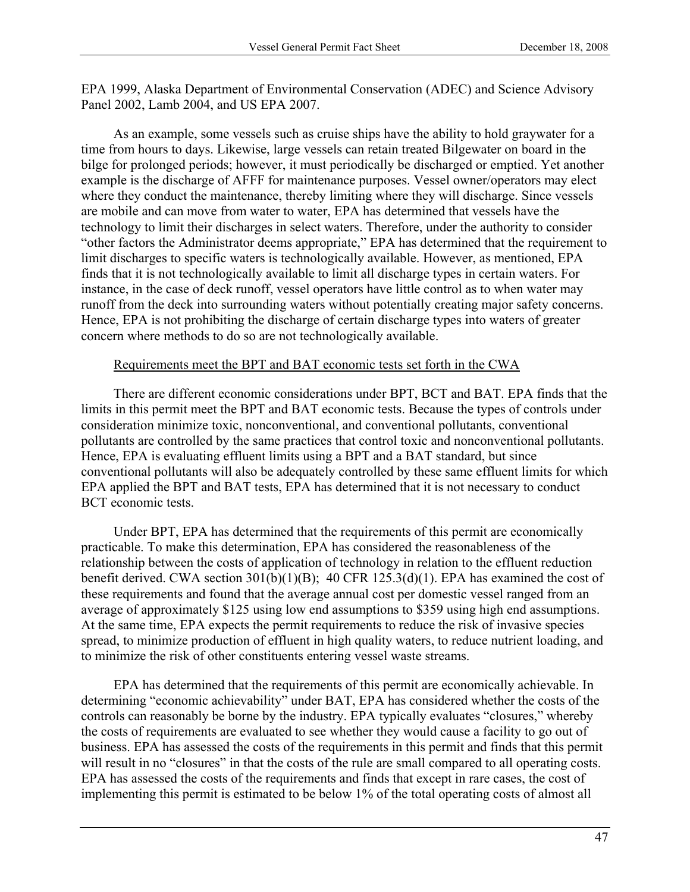EPA 1999, Alaska Department of Environmental Conservation (ADEC) and Science Advisory Panel 2002, Lamb 2004, and US EPA 2007.

As an example, some vessels such as cruise ships have the ability to hold graywater for a time from hours to days. Likewise, large vessels can retain treated Bilgewater on board in the bilge for prolonged periods; however, it must periodically be discharged or emptied. Yet another example is the discharge of AFFF for maintenance purposes. Vessel owner/operators may elect where they conduct the maintenance, thereby limiting where they will discharge. Since vessels are mobile and can move from water to water, EPA has determined that vessels have the technology to limit their discharges in select waters. Therefore, under the authority to consider "other factors the Administrator deems appropriate," EPA has determined that the requirement to limit discharges to specific waters is technologically available. However, as mentioned, EPA finds that it is not technologically available to limit all discharge types in certain waters. For instance, in the case of deck runoff, vessel operators have little control as to when water may runoff from the deck into surrounding waters without potentially creating major safety concerns. Hence, EPA is not prohibiting the discharge of certain discharge types into waters of greater concern where methods to do so are not technologically available.

Requirements meet the BPT and BAT economic tests set forth in the CWA

There are different economic considerations under BPT, BCT and BAT. EPA finds that the limits in this permit meet the BPT and BAT economic tests. Because the types of controls under consideration minimize toxic, nonconventional, and conventional pollutants, conventional pollutants are controlled by the same practices that control toxic and nonconventional pollutants. Hence, EPA is evaluating effluent limits using a BPT and a BAT standard, but since conventional pollutants will also be adequately controlled by these same effluent limits for which EPA applied the BPT and BAT tests, EPA has determined that it is not necessary to conduct BCT economic tests.

Under BPT, EPA has determined that the requirements of this permit are economically practicable. To make this determination, EPA has considered the reasonableness of the relationship between the costs of application of technology in relation to the effluent reduction benefit derived. CWA section 301(b)(1)(B); 40 CFR 125.3(d)(1). EPA has examined the cost of these requirements and found that the average annual cost per domestic vessel ranged from an average of approximately \$125 using low end assumptions to \$359 using high end assumptions. At the same time, EPA expects the permit requirements to reduce the risk of invasive species spread, to minimize production of effluent in high quality waters, to reduce nutrient loading, and to minimize the risk of other constituents entering vessel waste streams.

EPA has determined that the requirements of this permit are economically achievable. In determining "economic achievability" under BAT, EPA has considered whether the costs of the controls can reasonably be borne by the industry. EPA typically evaluates "closures," whereby the costs of requirements are evaluated to see whether they would cause a facility to go out of business. EPA has assessed the costs of the requirements in this permit and finds that this permit will result in no "closures" in that the costs of the rule are small compared to all operating costs. EPA has assessed the costs of the requirements and finds that except in rare cases, the cost of implementing this permit is estimated to be below 1% of the total operating costs of almost all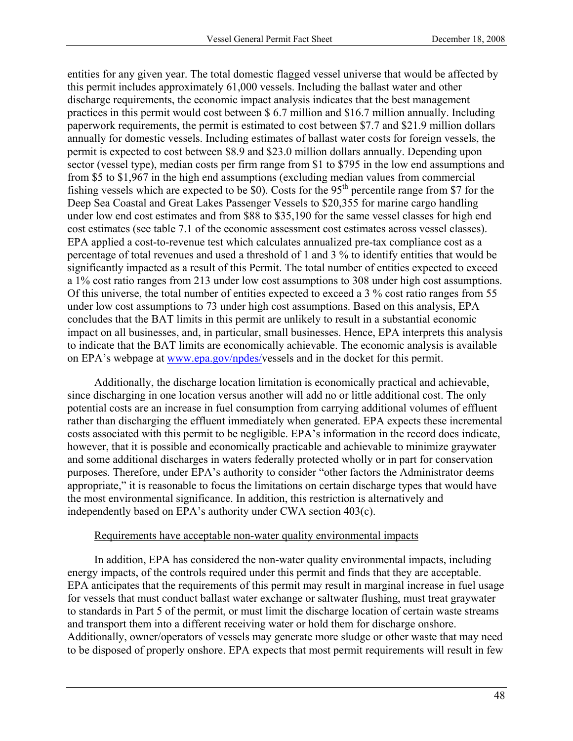entities for any given year. The total domestic flagged vessel universe that would be affected by this permit includes approximately 61,000 vessels. Including the ballast water and other discharge requirements, the economic impact analysis indicates that the best management practices in this permit would cost between $ 6.7 million and $16.7 million annually. Including paperwork requirements, the permit is estimated to cost between $7.7 and $21.9 million dollars annually for domestic vessels. Including estimates of ballast water costs for foreign vessels, the permit is expected to cost between $8.9 and $23.0 million dollars annually. Depending upon sector (vessel type), median costs per firm range from $1 to $795 in the low end assumptions and from $5 to $1,967 in the high end assumptions (excluding median values from commercial fishing vessels which are expected to be $0). Costs for the 95th percentile range from $7 for the Deep Sea Coastal and Great Lakes Passenger Vessels to $20,355 for marine cargo handling under low end cost estimates and from $88 to $35,190 for the same vessel classes for high end cost estimates (see table 7.1 of the economic assessment cost estimates across vessel classes). EPA applied a cost-to-revenue test which calculates annualized pre-tax compliance cost as a percentage of total revenues and used a threshold of 1 and 3 % to identify entities that would be significantly impacted as a result of this Permit. The total number of entities expected to exceed a 1% cost ratio ranges from 213 under low cost assumptions to 308 under high cost assumptions. Of this universe, the total number of entities expected to exceed a 3 % cost ratio ranges from 55 under low cost assumptions to 73 under high cost assumptions. Based on this analysis, EPA concludes that the BAT limits in this permit are unlikely to result in a substantial economic impact on all businesses, and, in particular, small businesses. Hence, EPA interprets this analysis to indicate that the BAT limits are economically achievable. The economic analysis is available on EPA's webpage at www.epa.gov/npdes/vessels and in the docket for this permit.

Additionally, the discharge location limitation is economically practical and achievable, since discharging in one location versus another will add no or little additional cost. The only potential costs are an increase in fuel consumption from carrying additional volumes of effluent rather than discharging the effluent immediately when generated. EPA expects these incremental costs associated with this permit to be negligible. EPA's information in the record does indicate, however, that it is possible and economically practicable and achievable to minimize graywater and some additional discharges in waters federally protected wholly or in part for conservation purposes. Therefore, under EPA's authority to consider "other factors the Administrator deems appropriate," it is reasonable to focus the limitations on certain discharge types that would have the most environmental significance. In addition, this restriction is alternatively and independently based on EPA's authority under CWA section 403(c).

Requirements have acceptable non-water quality environmental impacts

In addition, EPA has considered the non-water quality environmental impacts, including energy impacts, of the controls required under this permit and finds that they are acceptable. EPA anticipates that the requirements of this permit may result in marginal increase in fuel usage for vessels that must conduct ballast water exchange or saltwater flushing, must treat graywater to standards in Part 5 of the permit, or must limit the discharge location of certain waste streams and transport them into a different receiving water or hold them for discharge onshore. Additionally, owner/operators of vessels may generate more sludge or other waste that may need to be disposed of properly onshore. EPA expects that most permit requirements will result in few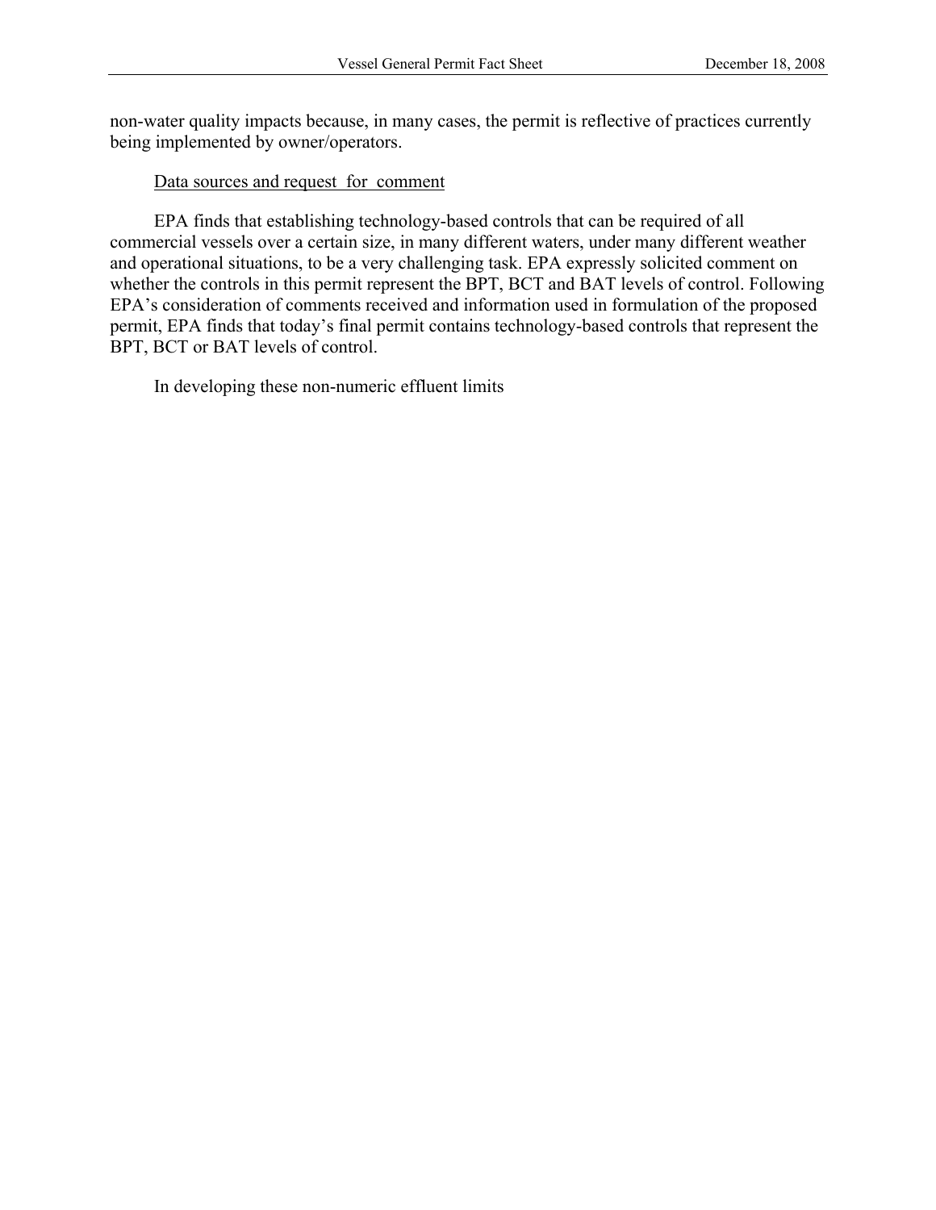non-water quality impacts because, in many cases, the permit is reflective of practices currently being implemented by owner/operators.

Data sources and request for comment

EPA finds that establishing technology-based controls that can be required of all commercial vessels over a certain size, in many different waters, under many different weather and operational situations, to be a very challenging task. EPA expressly solicited comment on whether the controls in this permit represent the BPT, BCT and BAT levels of control. Following EPA's consideration of comments received and information used in formulation of the proposed permit, EPA finds that today's final permit contains technology-based controls that represent the BPT, BCT or BAT levels of control.

In developing these non-numeric effluent limits